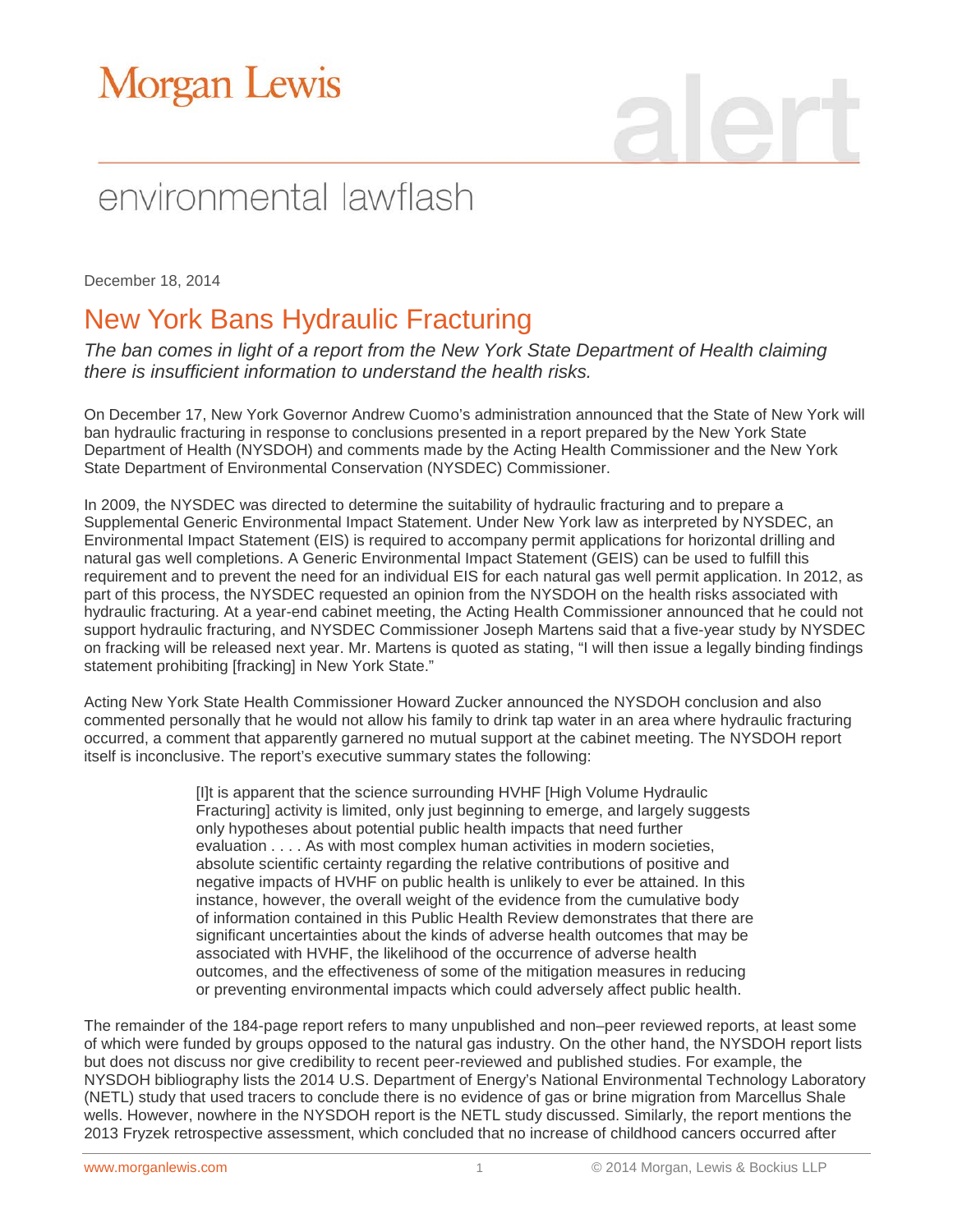# Morgan Lewis

# alert

## environmental lawflash

December 18, 2014

# New York Bans Hydraulic Fracturing

*The ban comes in light of a report from the New York State Department of Health claiming there is insufficient information to understand the health risks.*

On December 17, New York Governor Andrew Cuomo's administration announced that the State of New York will ban hydraulic fracturing in response to conclusions presented in a report prepared by the New York State Department of Health (NYSDOH) and comments made by the Acting Health Commissioner and the New York State Department of Environmental Conservation (NYSDEC) Commissioner.

In 2009, the NYSDEC was directed to determine the suitability of hydraulic fracturing and to prepare a Supplemental Generic Environmental Impact Statement. Under New York law as interpreted by NYSDEC, an Environmental Impact Statement (EIS) is required to accompany permit applications for horizontal drilling and natural gas well completions. A Generic Environmental Impact Statement (GEIS) can be used to fulfill this requirement and to prevent the need for an individual EIS for each natural gas well permit application. In 2012, as part of this process, the NYSDEC requested an opinion from the NYSDOH on the health risks associated with hydraulic fracturing. At a year-end cabinet meeting, the Acting Health Commissioner announced that he could not support hydraulic fracturing, and NYSDEC Commissioner Joseph Martens said that a five-year study by NYSDEC on fracking will be released next year. Mr. Martens is quoted as stating, "I will then issue a legally binding findings statement prohibiting [fracking] in New York State."

Acting New York State Health Commissioner Howard Zucker announced the NYSDOH conclusion and also commented personally that he would not allow his family to drink tap water in an area where hydraulic fracturing occurred, a comment that apparently garnered no mutual support at the cabinet meeting. The NYSDOH report itself is inconclusive. The report's executive summary states the following:

> [I]t is apparent that the science surrounding HVHF [High Volume Hydraulic Fracturing] activity is limited, only just beginning to emerge, and largely suggests only hypotheses about potential public health impacts that need further evaluation . . . . As with most complex human activities in modern societies, absolute scientific certainty regarding the relative contributions of positive and negative impacts of HVHF on public health is unlikely to ever be attained. In this instance, however, the overall weight of the evidence from the cumulative body of information contained in this Public Health Review demonstrates that there are significant uncertainties about the kinds of adverse health outcomes that may be associated with HVHF, the likelihood of the occurrence of adverse health outcomes, and the effectiveness of some of the mitigation measures in reducing or preventing environmental impacts which could adversely affect public health.

The remainder of the 184-page report refers to many unpublished and non–peer reviewed reports, at least some of which were funded by groups opposed to the natural gas industry. On the other hand, the NYSDOH report lists but does not discuss nor give credibility to recent peer-reviewed and published studies. For example, the NYSDOH bibliography lists the 2014 U.S. Department of Energy's National Environmental Technology Laboratory (NETL) study that used tracers to conclude there is no evidence of gas or brine migration from Marcellus Shale wells. However, nowhere in the NYSDOH report is the NETL study discussed. Similarly, the report mentions the 2013 Fryzek retrospective assessment, which concluded that no increase of childhood cancers occurred after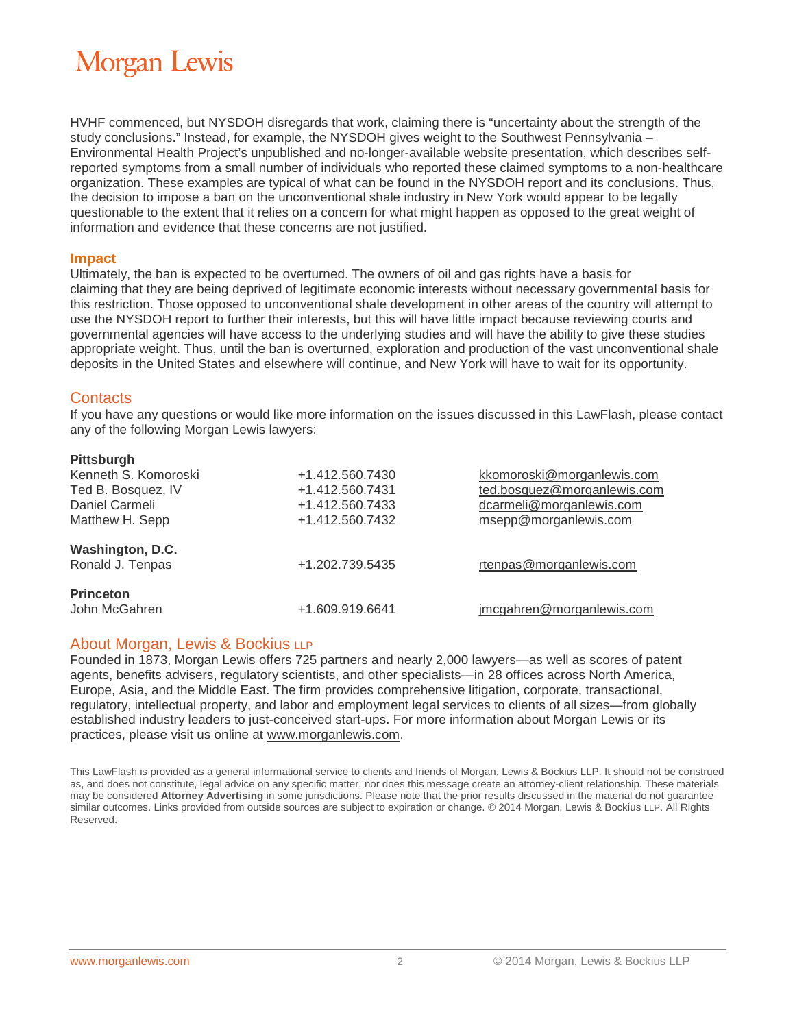HVHF commenced, but NYSDOH disregards that work, claiming there is "uncertainty about the strength of the study conclusions." Instead, for example, the NYSDOH gives weight to the Southwest Pennsylvania – Environmental Health Project's unpublished and no-longer-available website presentation, which describes self-reported symptoms from a small number of individuals who reported these claimed symptoms to a non-healthcare organization. These examples are typical of what can be found in the NYSDOH report and its conclusions. Thus, the decision to impose a ban on the unconventional shale industry in New York would appear to be legally questionable to the extent that it relies on a concern for what might happen as opposed to the great weight of information and evidence that these concerns are not justified.

## Impact

Ultimately, the ban is expected to be overturned. The owners of oil and gas rights have a basis for claiming that they are being deprived of legitimate economic interests without necessary governmental basis for this restriction. Those opposed to unconventional shale development in other areas of the country will attempt to use the NYSDOH report to further their interests, but this will have little impact because reviewing courts and governmental agencies will have access to the underlying studies and will have the ability to give these studies appropriate weight. Thus, until the ban is overturned, exploration and production of the vast unconventional shale deposits in the United States and elsewhere will continue, and New York will have to wait for its opportunity.

## Contacts

If you have any questions or would like more information on the issues discussed in this LawFlash, please contact any of the following Morgan Lewis lawyers:

| | | |
|---|---|---|
| **Pittsburgh** | | |
| Kenneth S. Komoroski | +1.412.560.7430 | kkomoroski@morganlewis.com |
| Ted B. Bosquez, IV | +1.412.560.7431 | ted.bosquez@morganlewis.com |
| Daniel Carmeli | +1.412.560.7433 | dcarmeli@morganlewis.com |
| Matthew H. Sepp | +1.412.560.7432 | msepp@morganlewis.com |
| **Washington, D.C.** | | |
| Ronald J. Tenpas | +1.202.739.5435 | rtenpas@morganlewis.com |
| **Princeton** | | |
| John McGahren | +1.609.919.6641 | jmcgahren@morganlewis.com |

## About Morgan, Lewis & Bockius LLP

Founded in 1873, Morgan Lewis offers 725 partners and nearly 2,000 lawyers—as well as scores of patent agents, benefits advisers, regulatory scientists, and other specialists—in 28 offices across North America, Europe, Asia, and the Middle East. The firm provides comprehensive litigation, corporate, transactional, regulatory, intellectual property, and labor and employment legal services to clients of all sizes—from globally established industry leaders to just-conceived start-ups. For more information about Morgan Lewis or its practices, please visit us online at www.morganlewis.com.

This LawFlash is provided as a general informational service to clients and friends of Morgan, Lewis & Bockius LLP. It should not be construed as, and does not constitute, legal advice on any specific matter, nor does this message create an attorney-client relationship. These materials may be considered **Attorney Advertising** in some jurisdictions. Please note that the prior results discussed in the material do not guarantee similar outcomes. Links provided from outside sources are subject to expiration or change. © 2014 Morgan, Lewis & Bockius LLP. All Rights Reserved.